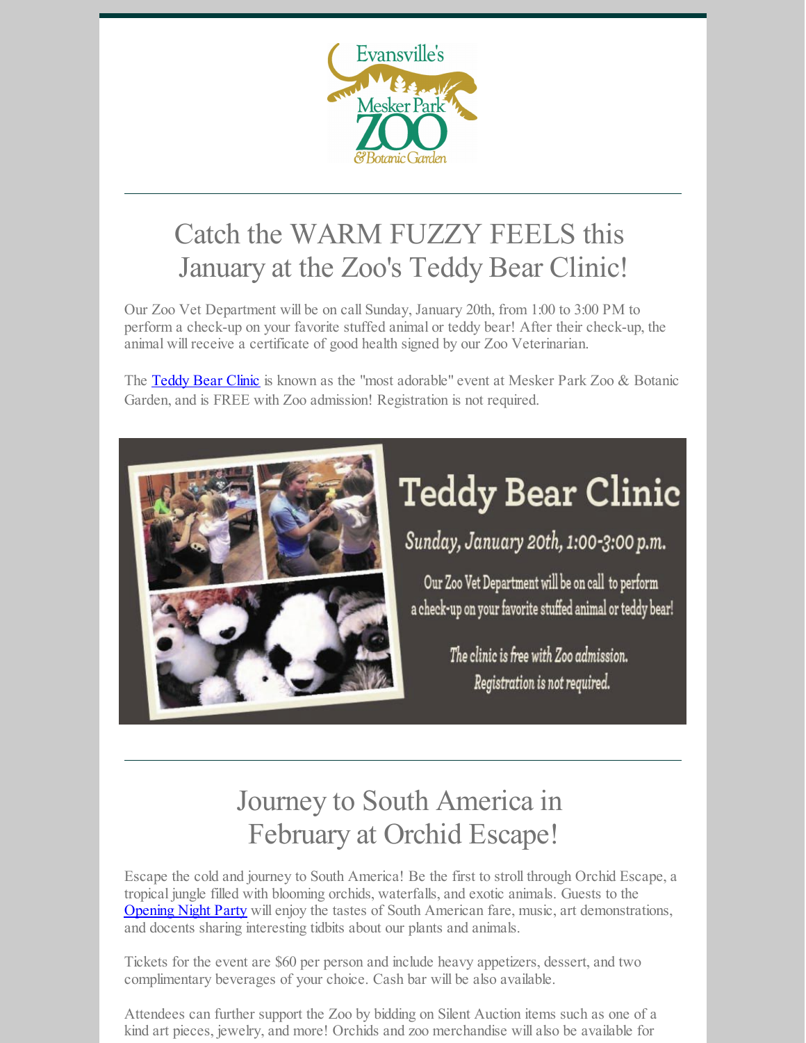# Catch the WARM FUZZY FEELS this January at the Zoo's Teddy Bear Clinic!

Our Zoo Vet Department will be on call Sunday, January 20th, from 1:00 to 3:00 PM to perform a check-up on your favorite stuffed animal or teddy bear! After their check-up, the animal will receive a certificate of good health signed by our Zoo Veterinarian.

The Teddy Bear Clinic is known as the "most adorable" event at Mesker Park Zoo & Botanic Garden, and is FREE with Zoo admission! Registration is not required.

**Teddy Bear Clinic**

*Sunday, January 20th, 1:00-3:00 p.m.*

Our Zoo Vet Department will be on call to perform a check-up on your favorite stuffed animal or teddy bear!

*The clinic is free with Zoo admission. Registration is not required.*

---

# Journey to South America in February at Orchid Escape!

Escape the cold and journey to South America! Be the first to stroll through Orchid Escape, a tropical jungle filled with blooming orchids, waterfalls, and exotic animals. Guests to the Opening Night Party will enjoy the tastes of South American fare, music, art demonstrations, and docents sharing interesting tidbits about our plants and animals.

Tickets for the event are $60 per person and include heavy appetizers, dessert, and two complimentary beverages of your choice. Cash bar will be also available.

Attendees can further support the Zoo by bidding on Silent Auction items such as one of a kind art pieces, jewelry, and more! Orchids and zoo merchandise will also be available for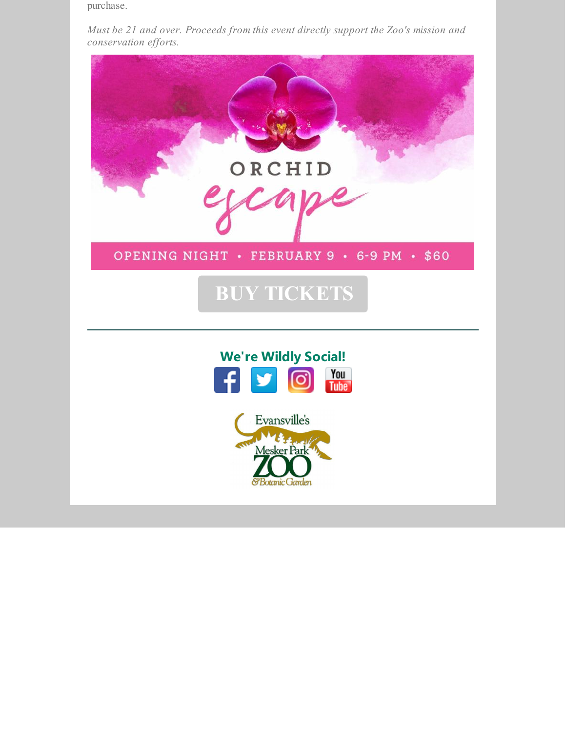purchase.

*Must be 21 and over. Proceeds from this event directly support the Zoo's mission and conservation efforts.*

ORCHID escape

OPENING NIGHT • FEBRUARY 9 • 6-9 PM • $60

BUY TICKETS

---

We're Wildly Social!

Evansville's Mesker Park Zoo & Botanic Garden